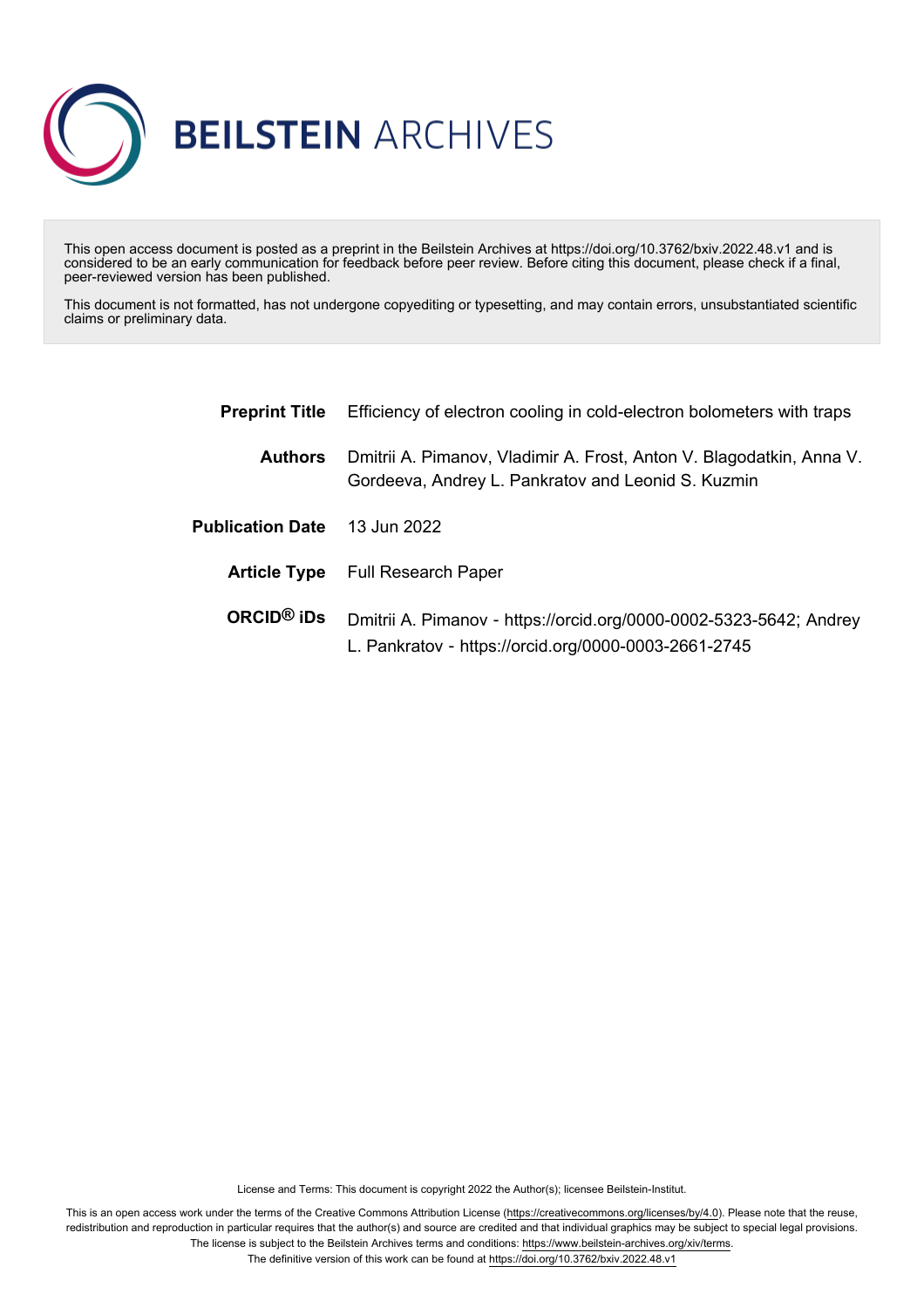# BEILSTEIN ARCHIVES

This open access document is posted as a preprint in the Beilstein Archives at https://doi.org/10.3762/bxiv.2022.48.v1 and is considered to be an early communication for feedback before peer review. Before citing this document, please check if a final, peer-reviewed version has been published.

This document is not formatted, has not undergone copyediting or typesetting, and may contain errors, unsubstantiated scientific claims or preliminary data.

| | |
|---|---|
| **Preprint Title** | Efficiency of electron cooling in cold-electron bolometers with traps |
| **Authors** | Dmitrii A. Pimanov, Vladimir A. Frost, Anton V. Blagodatkin, Anna V. Gordeeva, Andrey L. Pankratov and Leonid S. Kuzmin |
| **Publication Date** | 13 Jun 2022 |
| **Article Type** | Full Research Paper |
| **ORCID® iDs** | Dmitrii A. Pimanov - https://orcid.org/0000-0002-5323-5642; Andrey L. Pankratov - https://orcid.org/0000-0003-2661-2745 |

License and Terms: This document is copyright 2022 the Author(s); licensee Beilstein-Institut.

This is an open access work under the terms of the Creative Commons Attribution License (https://creativecommons.org/licenses/by/4.0). Please note that the reuse, redistribution and reproduction in particular requires that the author(s) and source are credited and that individual graphics may be subject to special legal provisions. The license is subject to the Beilstein Archives terms and conditions: https://www.beilstein-archives.org/xiv/terms.
The definitive version of this work can be found at https://doi.org/10.3762/bxiv.2022.48.v1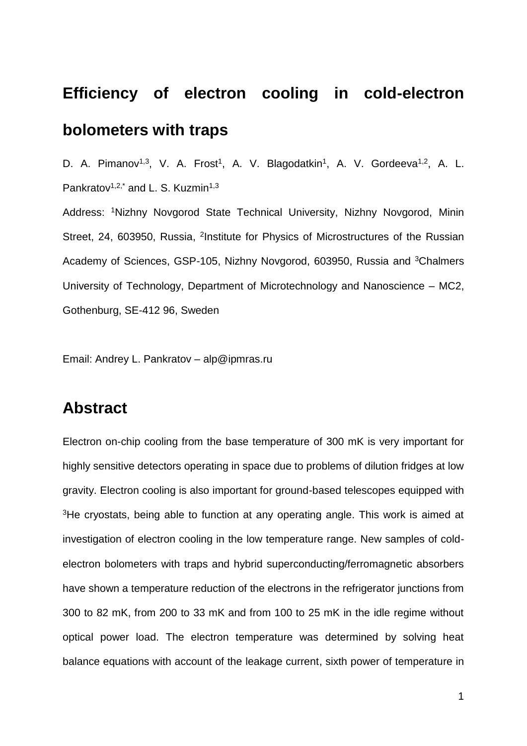# Efficiency of electron cooling in cold-electron bolometers with traps

D. A. Pimanov[1,3], V. A. Frost[1], A. V. Blagodatkin[1], A. V. Gordeeva[1,2], A. L. Pankratov[1,2,*] and L. S. Kuzmin[1,3]

Address: [1]Nizhny Novgorod State Technical University, Nizhny Novgorod, Minin Street, 24, 603950, Russia, [2]Institute for Physics of Microstructures of the Russian Academy of Sciences, GSP-105, Nizhny Novgorod, 603950, Russia and [3]Chalmers University of Technology, Department of Microtechnology and Nanoscience – MC2, Gothenburg, SE-412 96, Sweden

Email: Andrey L. Pankratov – alp@ipmras.ru

## Abstract

Electron on-chip cooling from the base temperature of 300 mK is very important for highly sensitive detectors operating in space due to problems of dilution fridges at low gravity. Electron cooling is also important for ground-based telescopes equipped with $^3$He cryostats, being able to function at any operating angle. This work is aimed at investigation of electron cooling in the low temperature range. New samples of cold-electron bolometers with traps and hybrid superconducting/ferromagnetic absorbers have shown a temperature reduction of the electrons in the refrigerator junctions from 300 to 82 mK, from 200 to 33 mK and from 100 to 25 mK in the idle regime without optical power load. The electron temperature was determined by solving heat balance equations with account of the leakage current, sixth power of temperature in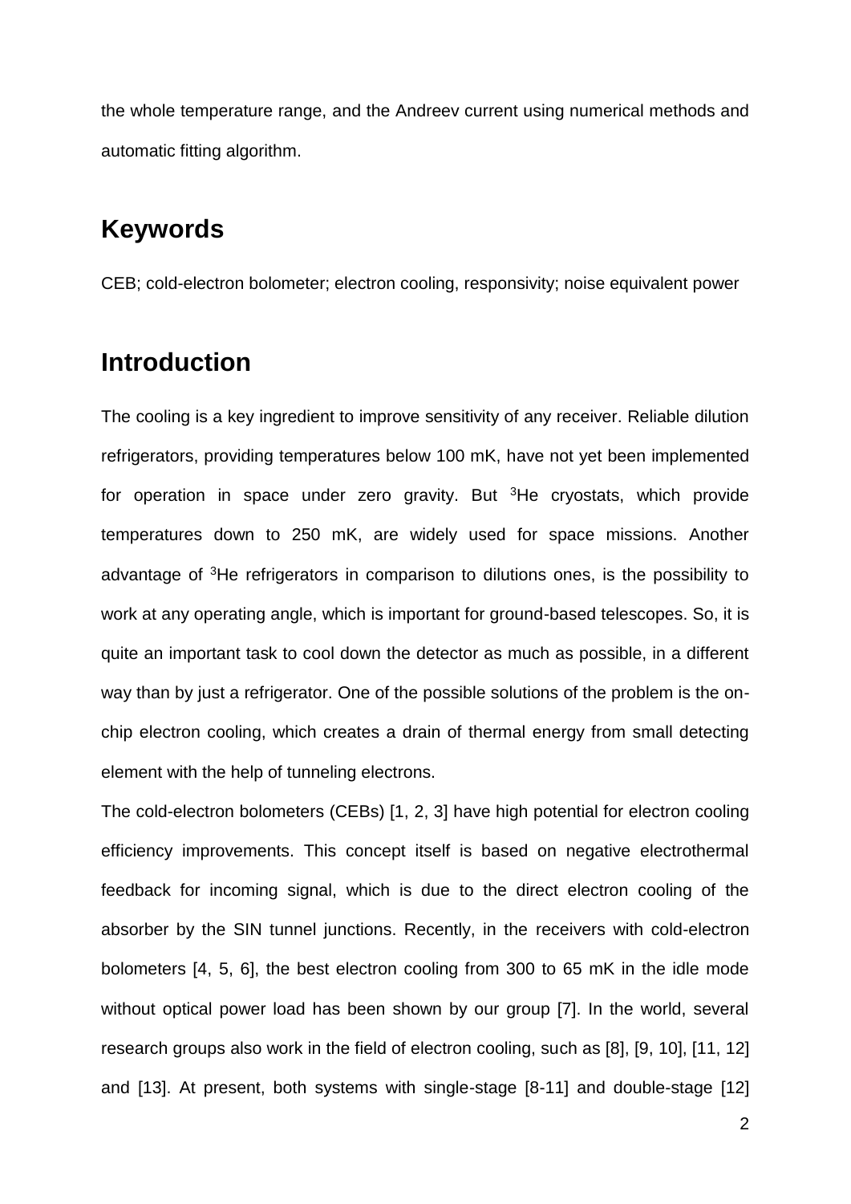the whole temperature range, and the Andreev current using numerical methods and automatic fitting algorithm.

## Keywords

CEB; cold-electron bolometer; electron cooling, responsivity; noise equivalent power

## Introduction

The cooling is a key ingredient to improve sensitivity of any receiver. Reliable dilution refrigerators, providing temperatures below 100 mK, have not yet been implemented for operation in space under zero gravity. But $^{3}$He cryostats, which provide temperatures down to 250 mK, are widely used for space missions. Another advantage of $^{3}$He refrigerators in comparison to dilutions ones, is the possibility to work at any operating angle, which is important for ground-based telescopes. So, it is quite an important task to cool down the detector as much as possible, in a different way than by just a refrigerator. One of the possible solutions of the problem is the on-chip electron cooling, which creates a drain of thermal energy from small detecting element with the help of tunneling electrons.

The cold-electron bolometers (CEBs) [1, 2, 3] have high potential for electron cooling efficiency improvements. This concept itself is based on negative electrothermal feedback for incoming signal, which is due to the direct electron cooling of the absorber by the SIN tunnel junctions. Recently, in the receivers with cold-electron bolometers [4, 5, 6], the best electron cooling from 300 to 65 mK in the idle mode without optical power load has been shown by our group [7]. In the world, several research groups also work in the field of electron cooling, such as [8], [9, 10], [11, 12] and [13]. At present, both systems with single-stage [8-11] and double-stage [12]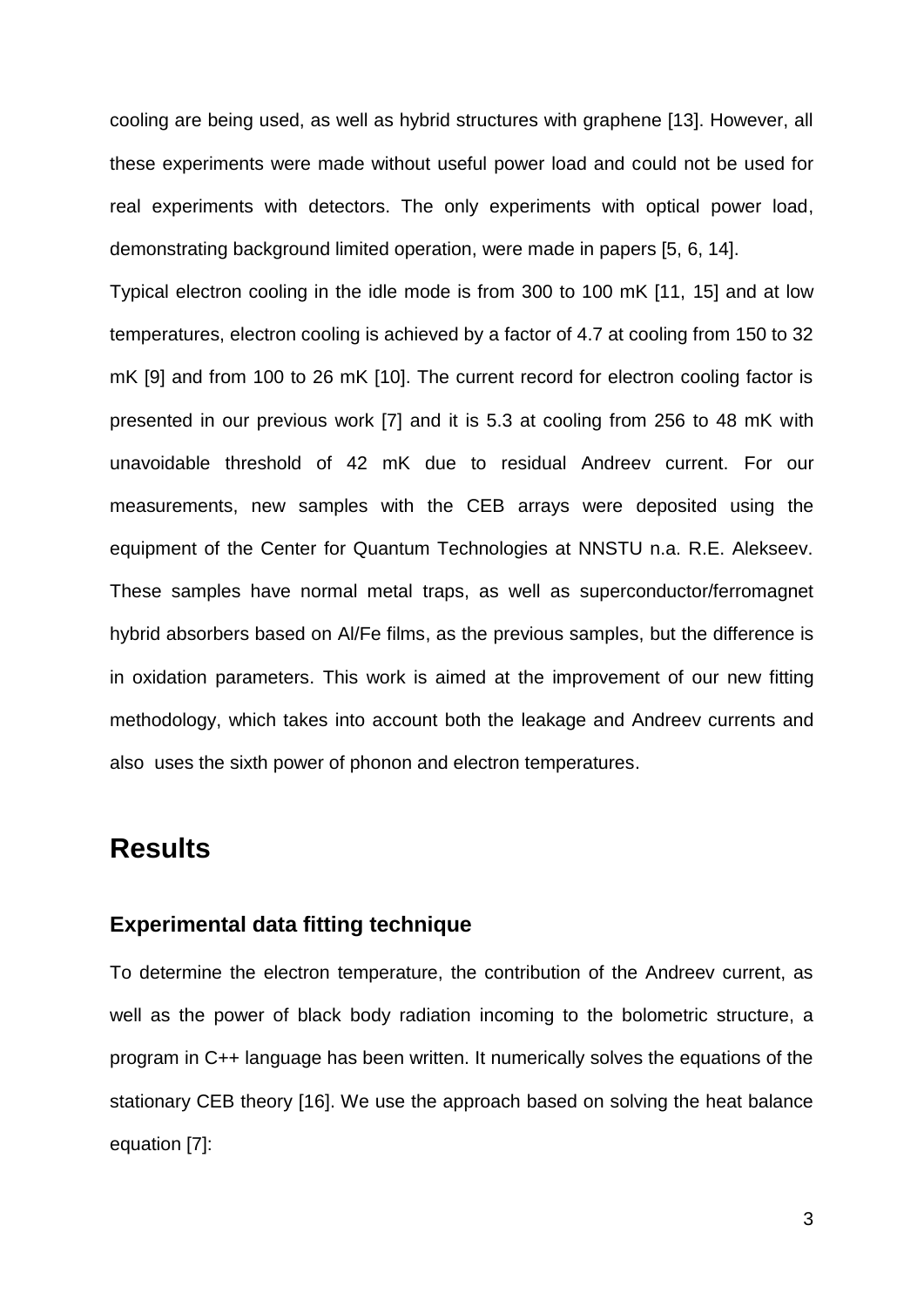cooling are being used, as well as hybrid structures with graphene [13]. However, all these experiments were made without useful power load and could not be used for real experiments with detectors. The only experiments with optical power load, demonstrating background limited operation, were made in papers [5, 6, 14].

Typical electron cooling in the idle mode is from 300 to 100 mK [11, 15] and at low temperatures, electron cooling is achieved by a factor of 4.7 at cooling from 150 to 32 mK [9] and from 100 to 26 mK [10]. The current record for electron cooling factor is presented in our previous work [7] and it is 5.3 at cooling from 256 to 48 mK with unavoidable threshold of 42 mK due to residual Andreev current. For our measurements, new samples with the CEB arrays were deposited using the equipment of the Center for Quantum Technologies at NNSTU n.a. R.E. Alekseev. These samples have normal metal traps, as well as superconductor/ferromagnet hybrid absorbers based on Al/Fe films, as the previous samples, but the difference is in oxidation parameters. This work is aimed at the improvement of our new fitting methodology, which takes into account both the leakage and Andreev currents and also uses the sixth power of phonon and electron temperatures.

# Results

## Experimental data fitting technique

To determine the electron temperature, the contribution of the Andreev current, as well as the power of black body radiation incoming to the bolometric structure, a program in C++ language has been written. It numerically solves the equations of the stationary CEB theory [16]. We use the approach based on solving the heat balance equation [7]: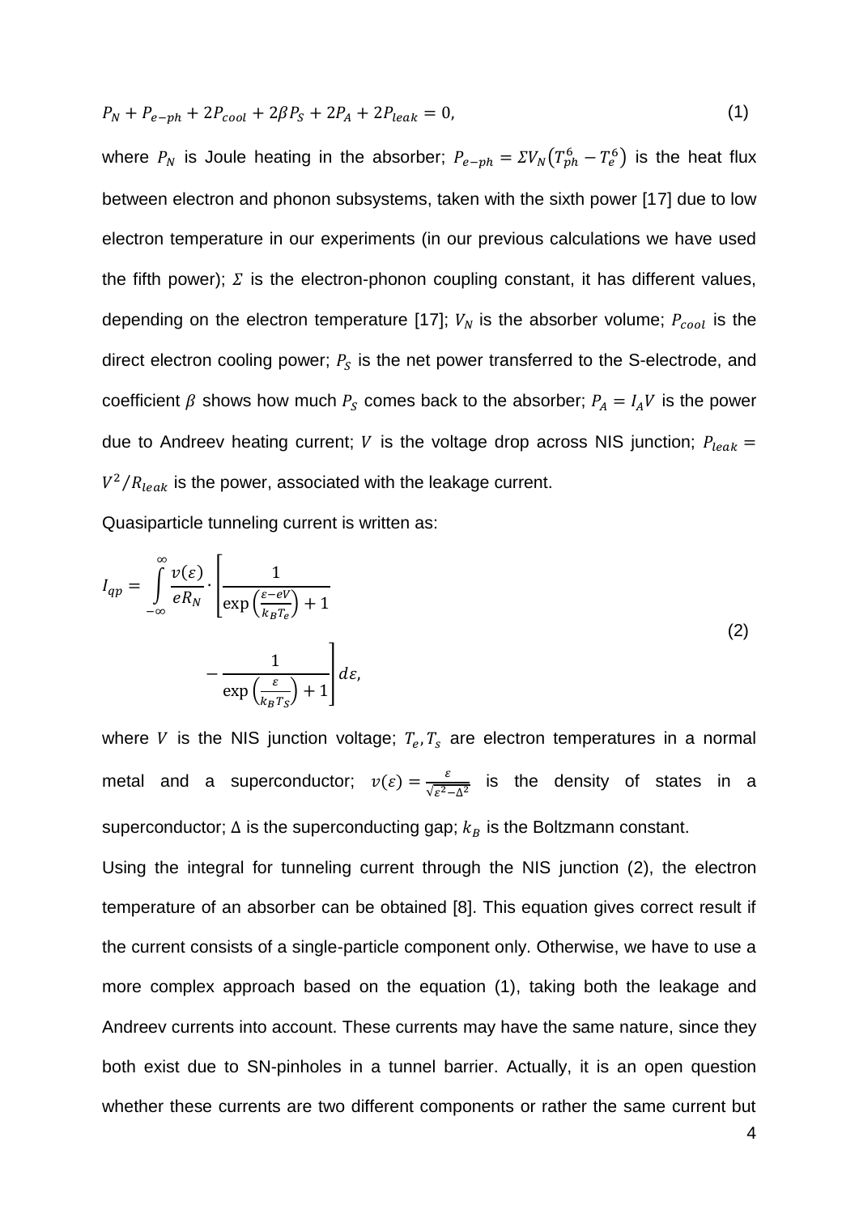$$P_N + P_{e-ph} + 2P_{cool} + 2\beta P_S + 2P_A + 2P_{leak} = 0, \tag{1}$$

where $P_N$ is Joule heating in the absorber; $P_{e-ph} = \Sigma V_N \left(T_{ph}^6 - T_e^6\right)$ is the heat flux between electron and phonon subsystems, taken with the sixth power [17] due to low electron temperature in our experiments (in our previous calculations we have used the fifth power); $\Sigma$ is the electron-phonon coupling constant, it has different values, depending on the electron temperature [17]; $V_N$ is the absorber volume; $P_{cool}$ is the direct electron cooling power; $P_S$ is the net power transferred to the S-electrode, and coefficient $\beta$ shows how much $P_S$ comes back to the absorber; $P_A = I_A V$ is the power due to Andreev heating current; $V$ is the voltage drop across NIS junction; $P_{leak} = V^2/R_{leak}$ is the power, associated with the leakage current.

Quasiparticle tunneling current is written as:

$$I_{qp} = \int_{-\infty}^{\infty} \frac{v(\varepsilon)}{eR_N} \cdot \left[ \frac{1}{\exp\left(\frac{\varepsilon - eV}{k_B T_e}\right) + 1} - \frac{1}{\exp\left(\frac{\varepsilon}{k_B T_S}\right) + 1} \right] d\varepsilon, \tag{2}$$

where $V$ is the NIS junction voltage; $T_e, T_s$ are electron temperatures in a normal metal and a superconductor; $v(\varepsilon) = \frac{\varepsilon}{\sqrt{\varepsilon^2 - \Delta^2}}$ is the density of states in a superconductor; $\Delta$ is the superconducting gap; $k_B$ is the Boltzmann constant.

Using the integral for tunneling current through the NIS junction (2), the electron temperature of an absorber can be obtained [8]. This equation gives correct result if the current consists of a single-particle component only. Otherwise, we have to use a more complex approach based on the equation (1), taking both the leakage and Andreev currents into account. These currents may have the same nature, since they both exist due to SN-pinholes in a tunnel barrier. Actually, it is an open question whether these currents are two different components or rather the same current but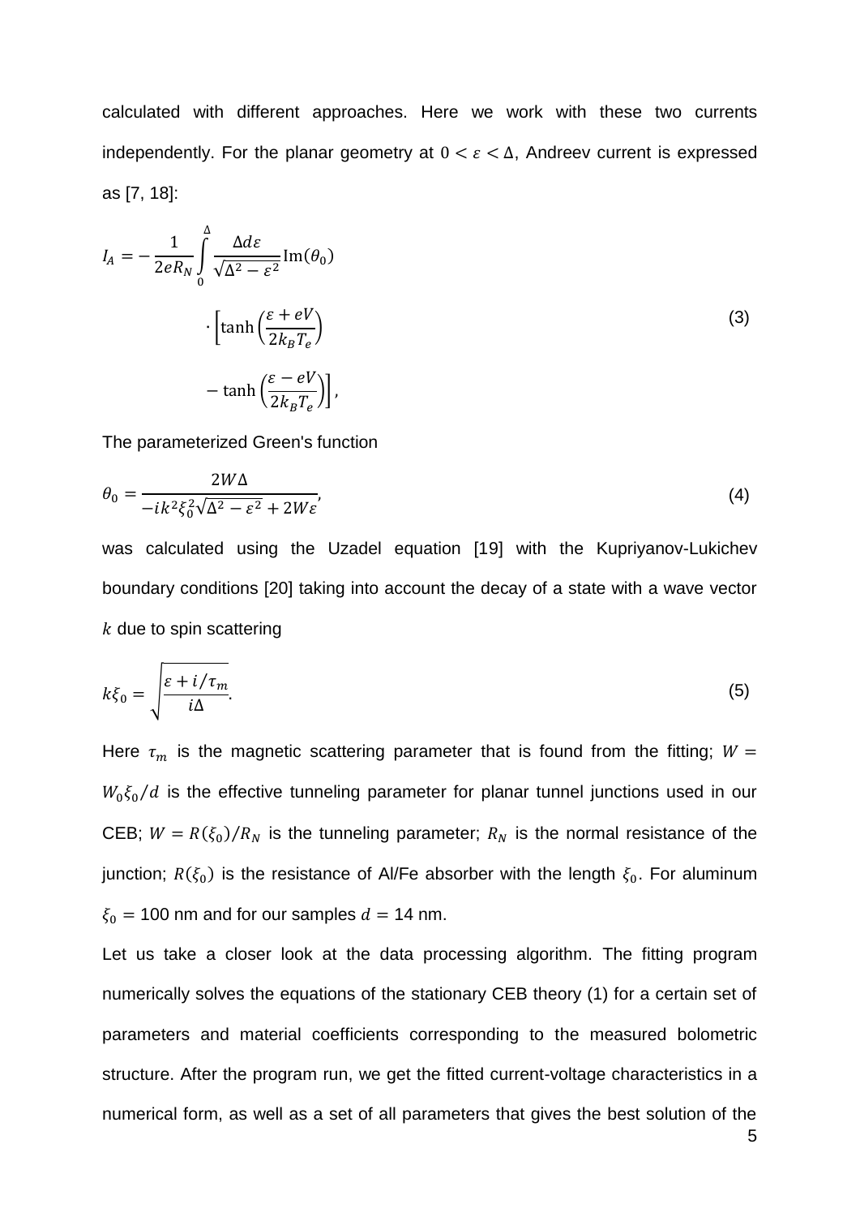calculated with different approaches. Here we work with these two currents independently. For the planar geometry at $0 < \varepsilon < \Delta$, Andreev current is expressed as [7, 18]:

$$I_A = -\frac{1}{2eR_N}\int_0^{\Delta} \frac{\Delta d\varepsilon}{\sqrt{\Delta^2 - \varepsilon^2}} \mathrm{Im}(\theta_0) \cdot \left[\tanh\left(\frac{\varepsilon + eV}{2k_B T_e}\right) - \tanh\left(\frac{\varepsilon - eV}{2k_B T_e}\right)\right], \tag{3}$$

The parameterized Green's function

$$\theta_0 = \frac{2W\Delta}{-ik^2\xi_0^2\sqrt{\Delta^2 - \varepsilon^2} + 2W\varepsilon}, \tag{4}$$

was calculated using the Uzadel equation [19] with the Kupriyanov-Lukichev boundary conditions [20] taking into account the decay of a state with a wave vector $k$ due to spin scattering

$$k\xi_0 = \sqrt{\frac{\varepsilon + i/\tau_m}{i\Delta}}. \tag{5}$$

Here $\tau_m$ is the magnetic scattering parameter that is found from the fitting; $W = W_0\xi_0/d$ is the effective tunneling parameter for planar tunnel junctions used in our CEB; $W = R(\xi_0)/R_N$ is the tunneling parameter; $R_N$ is the normal resistance of the junction; $R(\xi_0)$ is the resistance of Al/Fe absorber with the length $\xi_0$. For aluminum $\xi_0 =$ 100 nm and for our samples $d =$ 14 nm.

Let us take a closer look at the data processing algorithm. The fitting program numerically solves the equations of the stationary CEB theory (1) for a certain set of parameters and material coefficients corresponding to the measured bolometric structure. After the program run, we get the fitted current-voltage characteristics in a numerical form, as well as a set of all parameters that gives the best solution of the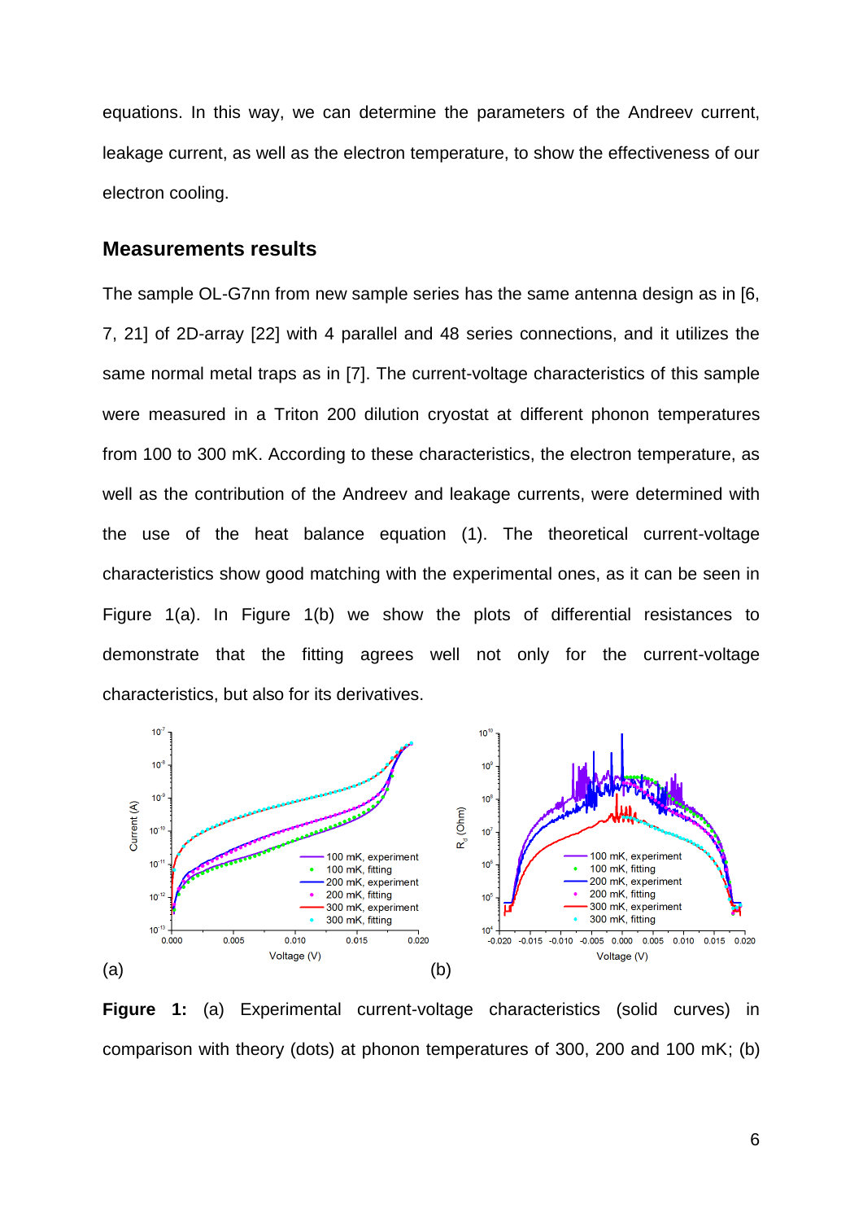equations. In this way, we can determine the parameters of the Andreev current, leakage current, as well as the electron temperature, to show the effectiveness of our electron cooling.

## Measurements results

The sample OL-G7nn from new sample series has the same antenna design as in [6, 7, 21] of 2D-array [22] with 4 parallel and 48 series connections, and it utilizes the same normal metal traps as in [7]. The current-voltage characteristics of this sample were measured in a Triton 200 dilution cryostat at different phonon temperatures from 100 to 300 mK. According to these characteristics, the electron temperature, as well as the contribution of the Andreev and leakage currents, were determined with the use of the heat balance equation (1). The theoretical current-voltage characteristics show good matching with the experimental ones, as it can be seen in Figure 1(a). In Figure 1(b) we show the plots of differential resistances to demonstrate that the fitting agrees well not only for the current-voltage characteristics, but also for its derivatives.

(a) (b)

**Figure 1:** (a) Experimental current-voltage characteristics (solid curves) in comparison with theory (dots) at phonon temperatures of 300, 200 and 100 mK; (b)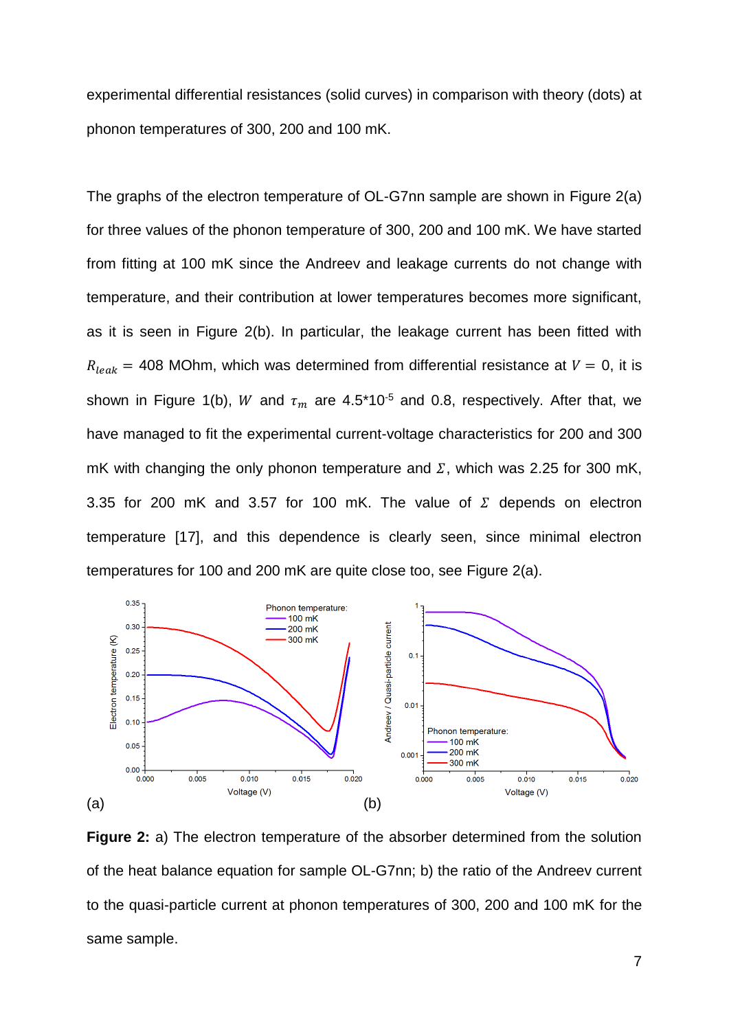experimental differential resistances (solid curves) in comparison with theory (dots) at phonon temperatures of 300, 200 and 100 mK.

The graphs of the electron temperature of OL-G7nn sample are shown in Figure 2(a) for three values of the phonon temperature of 300, 200 and 100 mK. We have started from fitting at 100 mK since the Andreev and leakage currents do not change with temperature, and their contribution at lower temperatures becomes more significant, as it is seen in Figure 2(b). In particular, the leakage current has been fitted with $R_{leak}$ = 408 MOhm, which was determined from differential resistance at $V$ = 0, it is shown in Figure 1(b), $W$ and $\tau_m$ are 4.5*10$^{-5}$ and 0.8, respectively. After that, we have managed to fit the experimental current-voltage characteristics for 200 and 300 mK with changing the only phonon temperature and $\Sigma$, which was 2.25 for 300 mK, 3.35 for 200 mK and 3.57 for 100 mK. The value of $\Sigma$ depends on electron temperature [17], and this dependence is clearly seen, since minimal electron temperatures for 100 and 200 mK are quite close too, see Figure 2(a).

**Figure 2:** a) The electron temperature of the absorber determined from the solution of the heat balance equation for sample OL-G7nn; b) the ratio of the Andreev current to the quasi-particle current at phonon temperatures of 300, 200 and 100 mK for the same sample.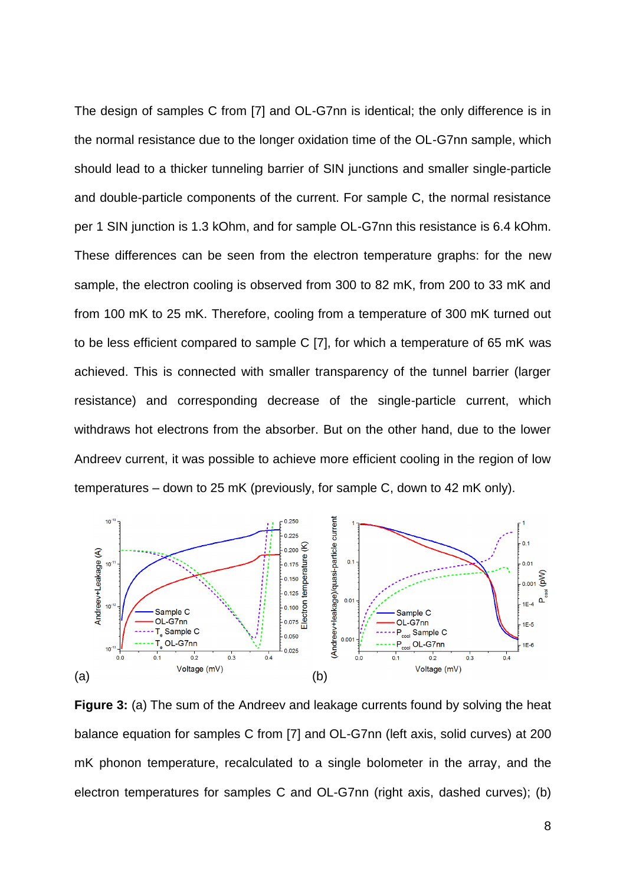The design of samples C from [7] and OL-G7nn is identical; the only difference is in the normal resistance due to the longer oxidation time of the OL-G7nn sample, which should lead to a thicker tunneling barrier of SIN junctions and smaller single-particle and double-particle components of the current. For sample C, the normal resistance per 1 SIN junction is 1.3 kOhm, and for sample OL-G7nn this resistance is 6.4 kOhm. These differences can be seen from the electron temperature graphs: for the new sample, the electron cooling is observed from 300 to 82 mK, from 200 to 33 mK and from 100 mK to 25 mK. Therefore, cooling from a temperature of 300 mK turned out to be less efficient compared to sample C [7], for which a temperature of 65 mK was achieved. This is connected with smaller transparency of the tunnel barrier (larger resistance) and corresponding decrease of the single-particle current, which withdraws hot electrons from the absorber. But on the other hand, due to the lower Andreev current, it was possible to achieve more efficient cooling in the region of low temperatures – down to 25 mK (previously, for sample C, down to 42 mK only).

(a) (b)

**Figure 3:** (a) The sum of the Andreev and leakage currents found by solving the heat balance equation for samples C from [7] and OL-G7nn (left axis, solid curves) at 200 mK phonon temperature, recalculated to a single bolometer in the array, and the electron temperatures for samples C and OL-G7nn (right axis, dashed curves); (b)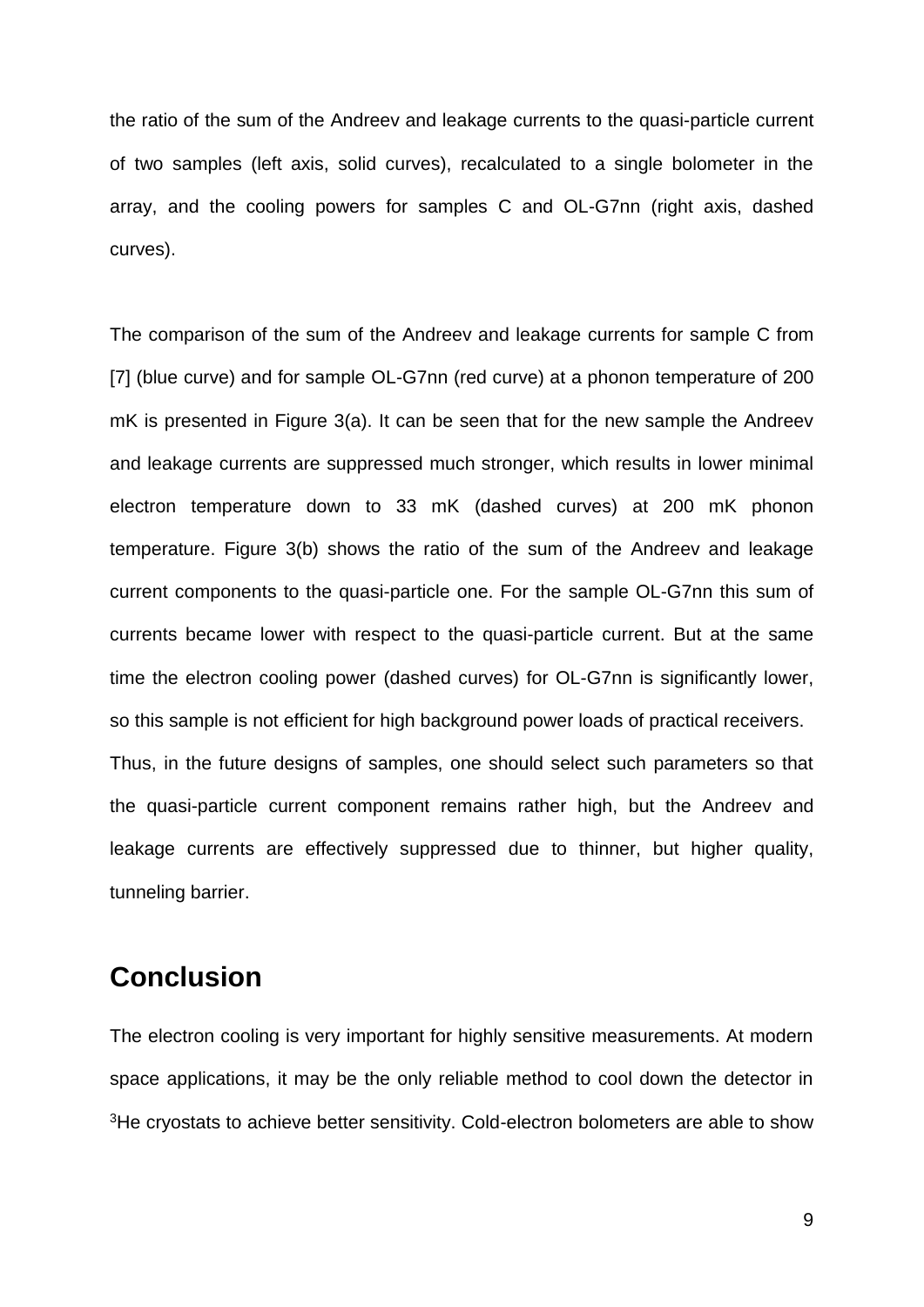the ratio of the sum of the Andreev and leakage currents to the quasi-particle current of two samples (left axis, solid curves), recalculated to a single bolometer in the array, and the cooling powers for samples C and OL-G7nn (right axis, dashed curves).

The comparison of the sum of the Andreev and leakage currents for sample C from [7] (blue curve) and for sample OL-G7nn (red curve) at a phonon temperature of 200 mK is presented in Figure 3(a). It can be seen that for the new sample the Andreev and leakage currents are suppressed much stronger, which results in lower minimal electron temperature down to 33 mK (dashed curves) at 200 mK phonon temperature. Figure 3(b) shows the ratio of the sum of the Andreev and leakage current components to the quasi-particle one. For the sample OL-G7nn this sum of currents became lower with respect to the quasi-particle current. But at the same time the electron cooling power (dashed curves) for OL-G7nn is significantly lower, so this sample is not efficient for high background power loads of practical receivers.
Thus, in the future designs of samples, one should select such parameters so that the quasi-particle current component remains rather high, but the Andreev and leakage currents are effectively suppressed due to thinner, but higher quality, tunneling barrier.

## Conclusion

The electron cooling is very important for highly sensitive measurements. At modern space applications, it may be the only reliable method to cool down the detector in $^3$He cryostats to achieve better sensitivity. Cold-electron bolometers are able to show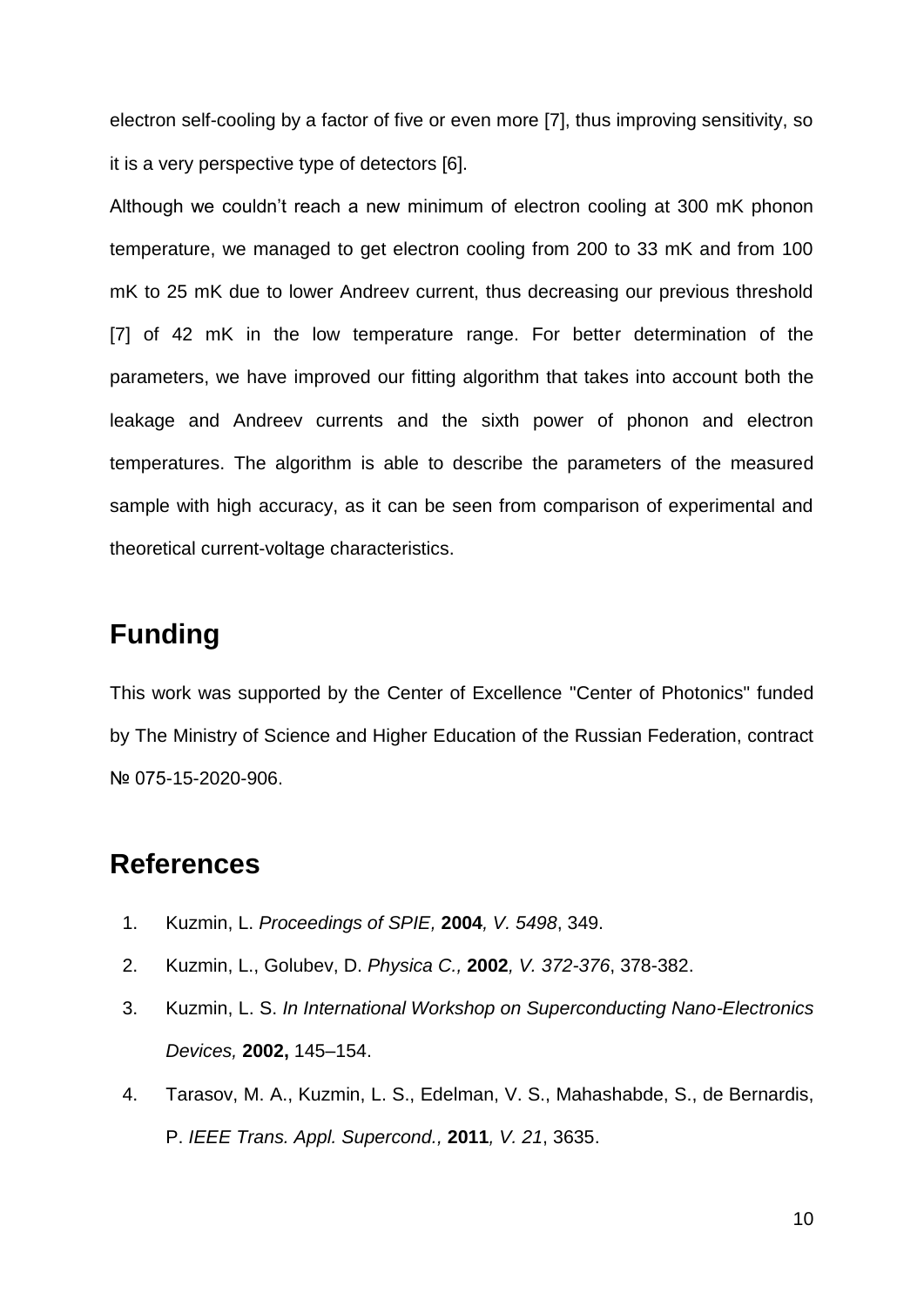electron self-cooling by a factor of five or even more [7], thus improving sensitivity, so it is a very perspective type of detectors [6].

Although we couldn't reach a new minimum of electron cooling at 300 mK phonon temperature, we managed to get electron cooling from 200 to 33 mK and from 100 mK to 25 mK due to lower Andreev current, thus decreasing our previous threshold [7] of 42 mK in the low temperature range. For better determination of the parameters, we have improved our fitting algorithm that takes into account both the leakage and Andreev currents and the sixth power of phonon and electron temperatures. The algorithm is able to describe the parameters of the measured sample with high accuracy, as it can be seen from comparison of experimental and theoretical current-voltage characteristics.

## Funding

This work was supported by the Center of Excellence "Center of Photonics" funded by The Ministry of Science and Higher Education of the Russian Federation, contract № 075-15-2020-906.

## References

1. Kuzmin, L. *Proceedings of SPIE,* **2004***, V. 5498*, 349.
2. Kuzmin, L., Golubev, D. *Physica C.,* **2002***, V. 372-376*, 378-382.
3. Kuzmin, L. S. *In International Workshop on Superconducting Nano-Electronics Devices,* **2002,** 145–154.
4. Tarasov, M. A., Kuzmin, L. S., Edelman, V. S., Mahashabde, S., de Bernardis, P. *IEEE Trans. Appl. Supercond.,* **2011***, V. 21*, 3635.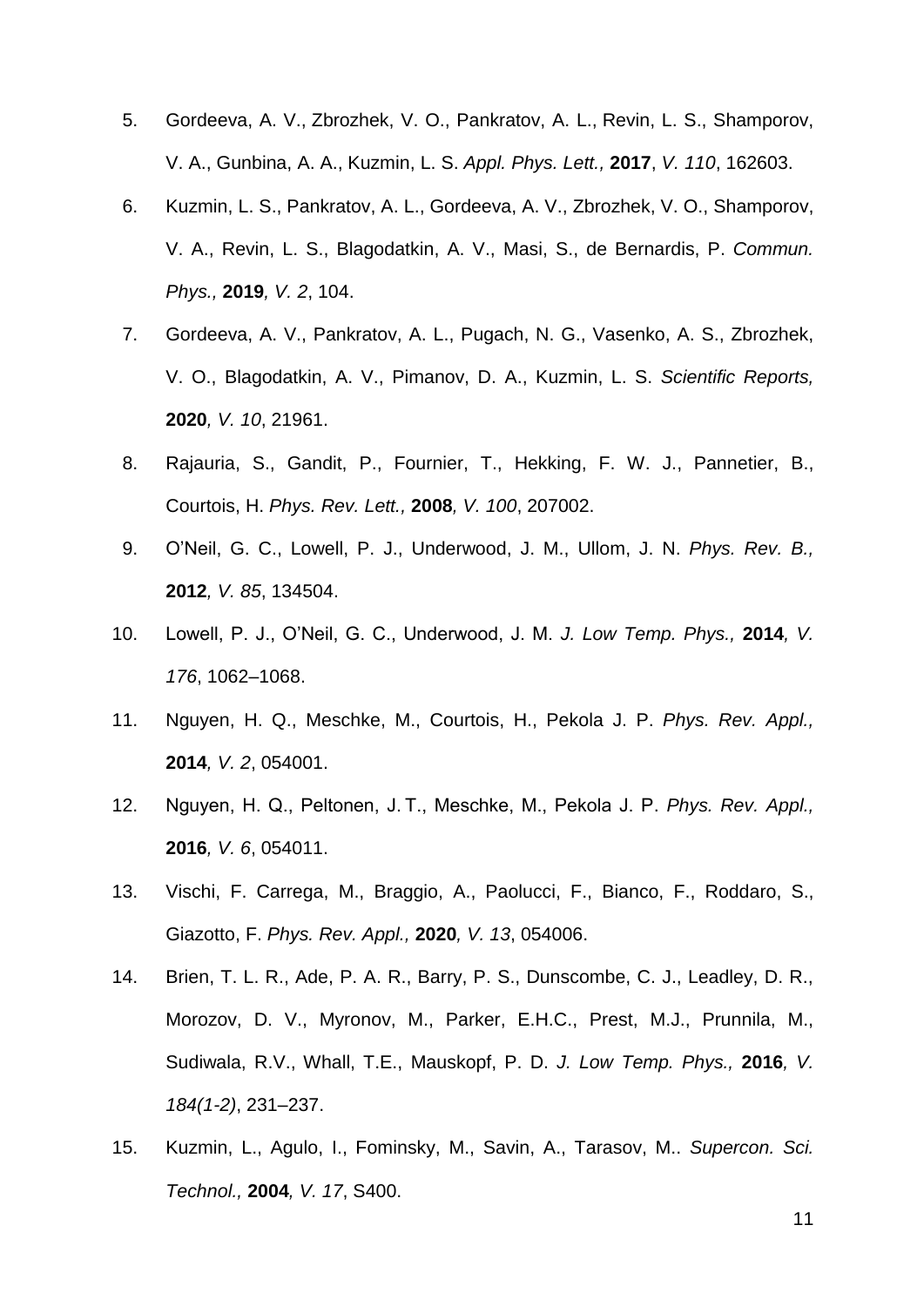5. Gordeeva, A. V., Zbrozhek, V. O., Pankratov, A. L., Revin, L. S., Shamporov, V. A., Gunbina, A. A., Kuzmin, L. S. *Appl. Phys. Lett.,* **2017**, *V. 110*, 162603.
6. Kuzmin, L. S., Pankratov, A. L., Gordeeva, A. V., Zbrozhek, V. O., Shamporov, V. A., Revin, L. S., Blagodatkin, A. V., Masi, S., de Bernardis, P. *Commun. Phys.,* **2019***, V. 2*, 104.
7. Gordeeva, A. V., Pankratov, A. L., Pugach, N. G., Vasenko, A. S., Zbrozhek, V. O., Blagodatkin, A. V., Pimanov, D. A., Kuzmin, L. S. *Scientific Reports,* **2020***, V. 10*, 21961.
8. Rajauria, S., Gandit, P., Fournier, T., Hekking, F. W. J., Pannetier, B., Courtois, H. *Phys. Rev. Lett.,* **2008***, V. 100*, 207002.
9. O'Neil, G. C., Lowell, P. J., Underwood, J. M., Ullom, J. N. *Phys. Rev. B.,* **2012***, V. 85*, 134504.
10. Lowell, P. J., O'Neil, G. C., Underwood, J. M. *J. Low Temp. Phys.,* **2014***, V. 176*, 1062–1068.
11. Nguyen, H. Q., Meschke, M., Courtois, H., Pekola J. P. *Phys. Rev. Appl.,* **2014***, V. 2*, 054001.
12. Nguyen, H. Q., Peltonen, J. T., Meschke, M., Pekola J. P. *Phys. Rev. Appl.,* **2016***, V. 6*, 054011.
13. Vischi, F. Carrega, M., Braggio, A., Paolucci, F., Bianco, F., Roddaro, S., Giazotto, F. *Phys. Rev. Appl.,* **2020***, V. 13*, 054006.
14. Brien, T. L. R., Ade, P. A. R., Barry, P. S., Dunscombe, C. J., Leadley, D. R., Morozov, D. V., Myronov, M., Parker, E.H.C., Prest, M.J., Prunnila, M., Sudiwala, R.V., Whall, T.E., Mauskopf, P. D. *J. Low Temp. Phys.,* **2016***, V. 184(1-2)*, 231–237.
15. Kuzmin, L., Agulo, I., Fominsky, M., Savin, A., Tarasov, M.. *Supercon. Sci. Technol.,* **2004***, V. 17*, S400.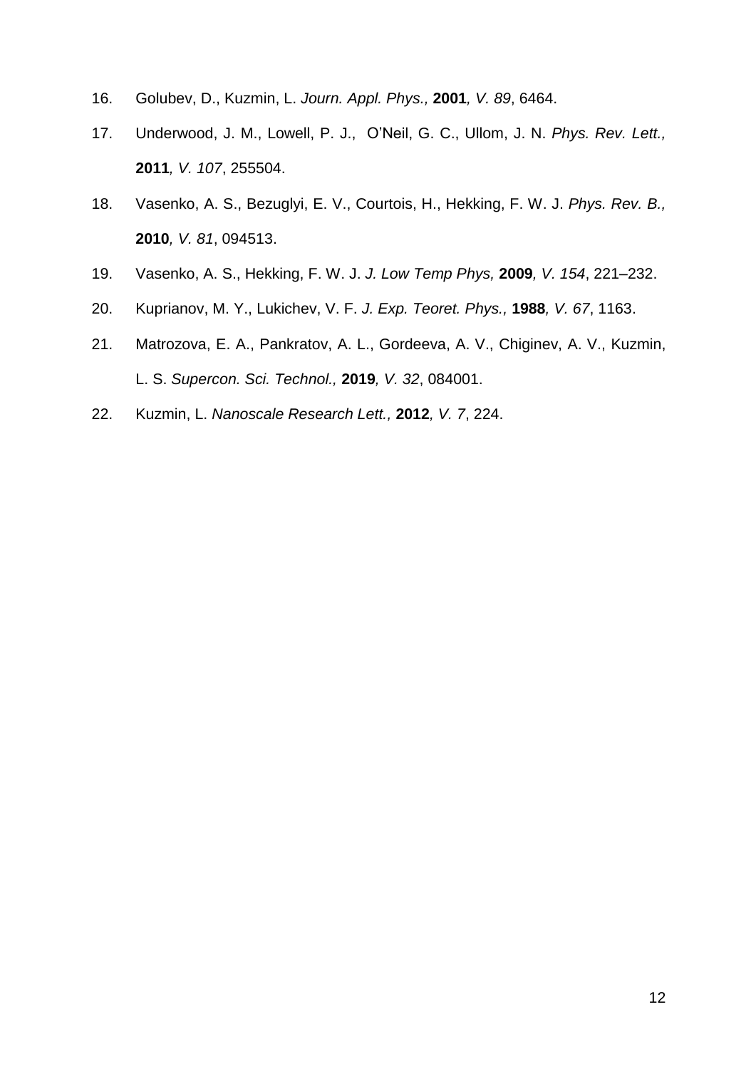16. Golubev, D., Kuzmin, L. *Journ. Appl. Phys.,* **2001***, V. 89*, 6464.
17. Underwood, J. M., Lowell, P. J., O'Neil, G. C., Ullom, J. N. *Phys. Rev. Lett.,* **2011***, V. 107*, 255504.
18. Vasenko, A. S., Bezuglyi, E. V., Courtois, H., Hekking, F. W. J. *Phys. Rev. B.,* **2010***, V. 81*, 094513.
19. Vasenko, A. S., Hekking, F. W. J. *J. Low Temp Phys,* **2009***, V. 154*, 221–232.
20. Kuprianov, M. Y., Lukichev, V. F. *J. Exp. Teoret. Phys.,* **1988***, V. 67*, 1163.
21. Matrozova, E. A., Pankratov, A. L., Gordeeva, A. V., Chiginev, A. V., Kuzmin, L. S. *Supercon. Sci. Technol.,* **2019***, V. 32*, 084001.
22. Kuzmin, L. *Nanoscale Research Lett.,* **2012***, V. 7*, 224.